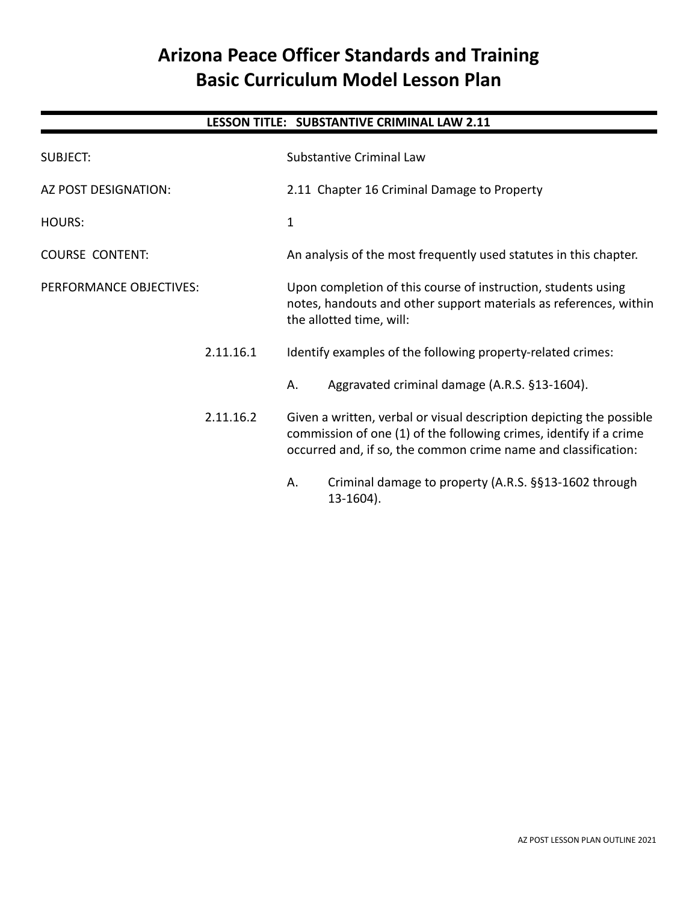# Arizona Peace Officer Standards and Training
# Basic Curriculum Model Lesson Plan

## LESSON TITLE: SUBSTANTIVE CRIMINAL LAW 2.11

SUBJECT: Substantive Criminal Law

AZ POST DESIGNATION: 2.11 Chapter 16 Criminal Damage to Property

HOURS: 1

COURSE CONTENT: An analysis of the most frequently used statutes in this chapter.

PERFORMANCE OBJECTIVES: Upon completion of this course of instruction, students using notes, handouts and other support materials as references, within the allotted time, will:

2.11.16.1 Identify examples of the following property-related crimes:

- A. Aggravated criminal damage (A.R.S. §13-1604).

2.11.16.2 Given a written, verbal or visual description depicting the possible commission of one (1) of the following crimes, identify if a crime occurred and, if so, the common crime name and classification:

- A. Criminal damage to property (A.R.S. §§13-1602 through 13-1604).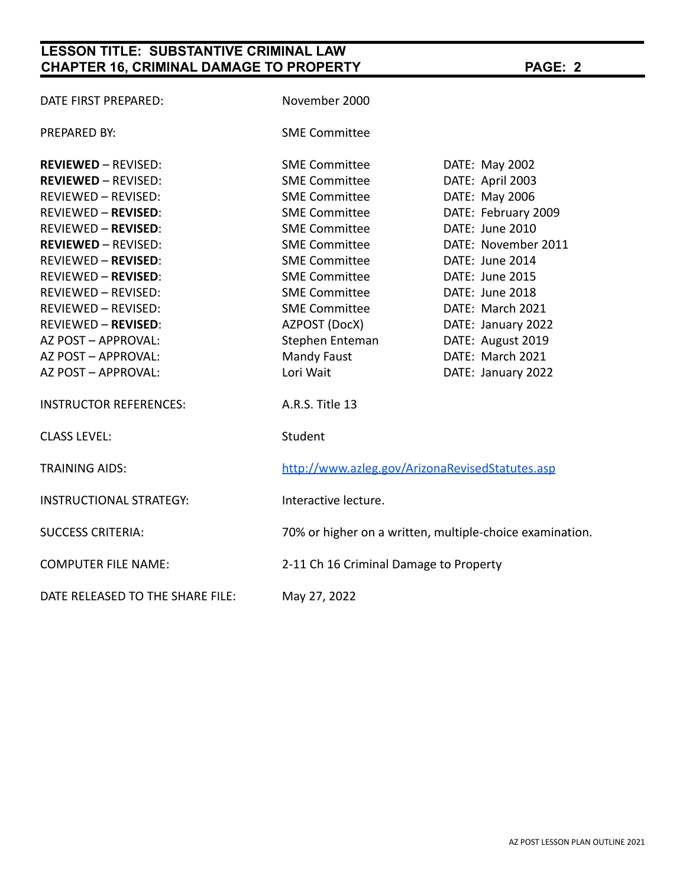| | | |
|---|---|---|
| DATE FIRST PREPARED: | November 2000 | |
| PREPARED BY: | SME Committee | |
| **REVIEWED** – REVISED: | SME Committee | DATE: May 2002 |
| **REVIEWED** – REVISED: | SME Committee | DATE: April 2003 |
| REVIEWED – REVISED: | SME Committee | DATE: May 2006 |
| REVIEWED – **REVISED**: | SME Committee | DATE: February 2009 |
| REVIEWED – **REVISED**: | SME Committee | DATE: June 2010 |
| **REVIEWED** – REVISED: | SME Committee | DATE: November 2011 |
| REVIEWED – **REVISED**: | SME Committee | DATE: June 2014 |
| REVIEWED – **REVISED**: | SME Committee | DATE: June 2015 |
| REVIEWED – REVISED: | SME Committee | DATE: June 2018 |
| REVIEWED – REVISED: | SME Committee | DATE: March 2021 |
| REVIEWED – **REVISED**: | AZPOST (DocX) | DATE: January 2022 |
| AZ POST – APPROVAL: | Stephen Enteman | DATE: August 2019 |
| AZ POST – APPROVAL: | Mandy Faust | DATE: March 2021 |
| AZ POST – APPROVAL: | Lori Wait | DATE: January 2022 |
| INSTRUCTOR REFERENCES: | A.R.S. Title 13 | |
| CLASS LEVEL: | Student | |
| TRAINING AIDS: | http://www.azleg.gov/ArizonaRevisedStatutes.asp | |
| INSTRUCTIONAL STRATEGY: | Interactive lecture. | |
| SUCCESS CRITERIA: | 70% or higher on a written, multiple-choice examination. | |
| COMPUTER FILE NAME: | 2-11 Ch 16 Criminal Damage to Property | |
| DATE RELEASED TO THE SHARE FILE: | May 27, 2022 | |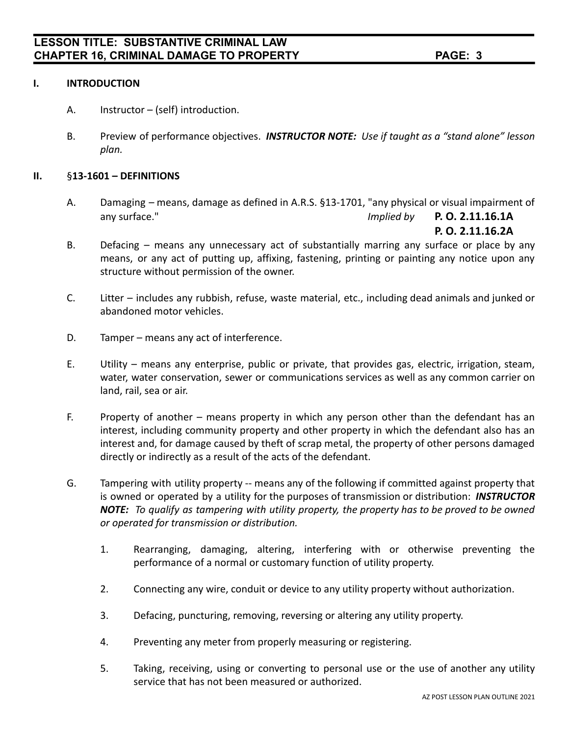## I. INTRODUCTION

A. Instructor – (self) introduction.

B. Preview of performance objectives. ***INSTRUCTOR NOTE:*** *Use if taught as a "stand alone" lesson plan.*

## II. §13-1601 – DEFINITIONS

A. Damaging – means, damage as defined in A.R.S. §13-1701, "any physical or visual impairment of any surface." *Implied by* **P. O. 2.11.16.1A**
**P. O. 2.11.16.2A**

B. Defacing – means any unnecessary act of substantially marring any surface or place by any means, or any act of putting up, affixing, fastening, printing or painting any notice upon any structure without permission of the owner.

C. Litter – includes any rubbish, refuse, waste material, etc., including dead animals and junked or abandoned motor vehicles.

D. Tamper – means any act of interference.

E. Utility – means any enterprise, public or private, that provides gas, electric, irrigation, steam, water, water conservation, sewer or communications services as well as any common carrier on land, rail, sea or air.

F. Property of another – means property in which any person other than the defendant has an interest, including community property and other property in which the defendant also has an interest and, for damage caused by theft of scrap metal, the property of other persons damaged directly or indirectly as a result of the acts of the defendant.

G. Tampering with utility property -- means any of the following if committed against property that is owned or operated by a utility for the purposes of transmission or distribution: ***INSTRUCTOR NOTE:*** *To qualify as tampering with utility property, the property has to be proved to be owned or operated for transmission or distribution.*

1. Rearranging, damaging, altering, interfering with or otherwise preventing the performance of a normal or customary function of utility property.

2. Connecting any wire, conduit or device to any utility property without authorization.

3. Defacing, puncturing, removing, reversing or altering any utility property.

4. Preventing any meter from properly measuring or registering.

5. Taking, receiving, using or converting to personal use or the use of another any utility service that has not been measured or authorized.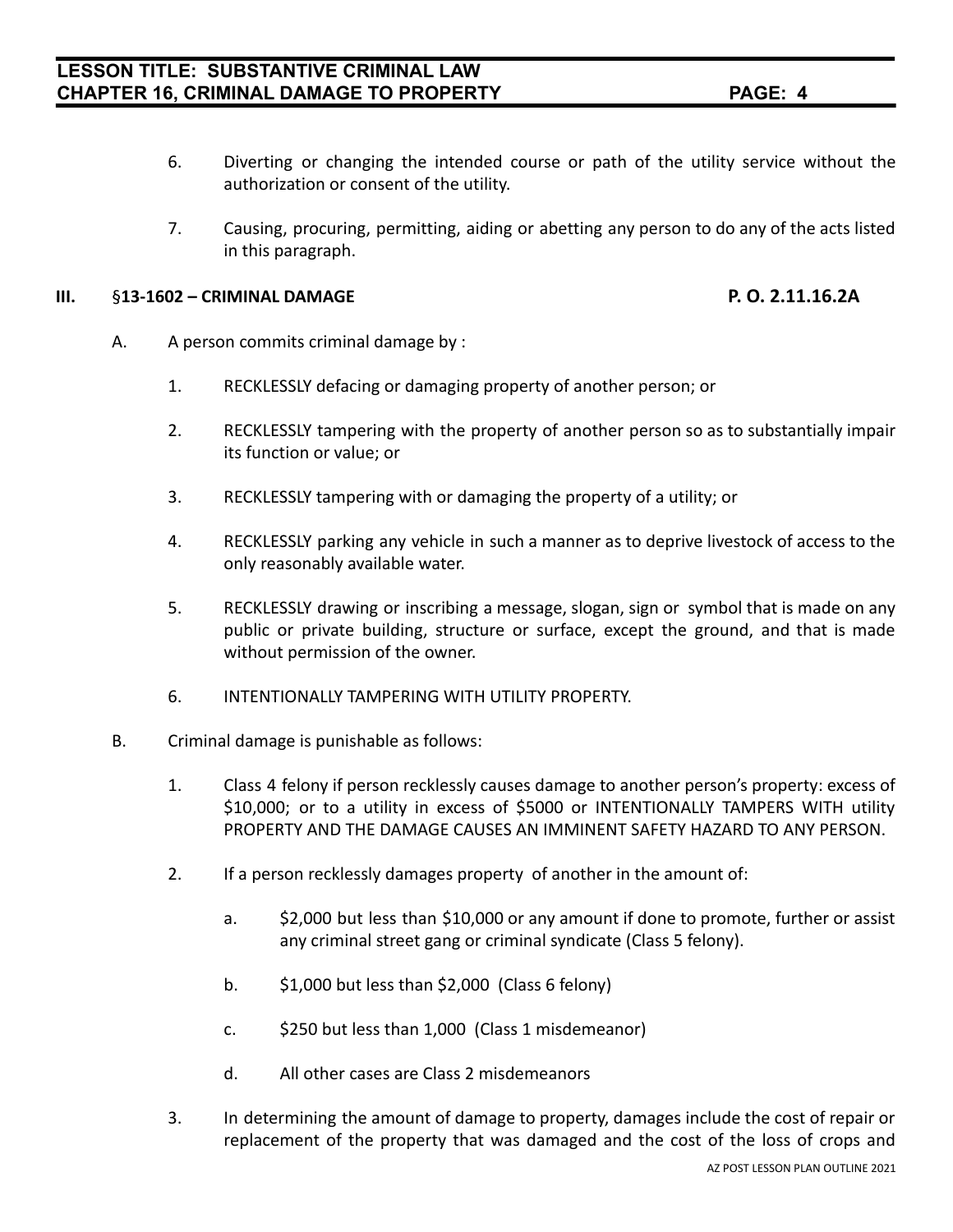6. Diverting or changing the intended course or path of the utility service without the authorization or consent of the utility.

7. Causing, procuring, permitting, aiding or abetting any person to do any of the acts listed in this paragraph.

## III. §13-1602 – CRIMINAL DAMAGE **P. O. 2.11.16.2A**

A. A person commits criminal damage by :

1. RECKLESSLY defacing or damaging property of another person; or

2. RECKLESSLY tampering with the property of another person so as to substantially impair its function or value; or

3. RECKLESSLY tampering with or damaging the property of a utility; or

4. RECKLESSLY parking any vehicle in such a manner as to deprive livestock of access to the only reasonably available water.

5. RECKLESSLY drawing or inscribing a message, slogan, sign or symbol that is made on any public or private building, structure or surface, except the ground, and that is made without permission of the owner.

6. INTENTIONALLY TAMPERING WITH UTILITY PROPERTY.

B. Criminal damage is punishable as follows:

1. Class 4 felony if person recklessly causes damage to another person's property: excess of $10,000; or to a utility in excess of $5000 or INTENTIONALLY TAMPERS WITH utility PROPERTY AND THE DAMAGE CAUSES AN IMMINENT SAFETY HAZARD TO ANY PERSON.

2. If a person recklessly damages property of another in the amount of:

   a. $2,000 but less than $10,000 or any amount if done to promote, further or assist any criminal street gang or criminal syndicate (Class 5 felony).

   b. $1,000 but less than $2,000 (Class 6 felony)

   c. $250 but less than 1,000 (Class 1 misdemeanor)

   d. All other cases are Class 2 misdemeanors

3. In determining the amount of damage to property, damages include the cost of repair or replacement of the property that was damaged and the cost of the loss of crops and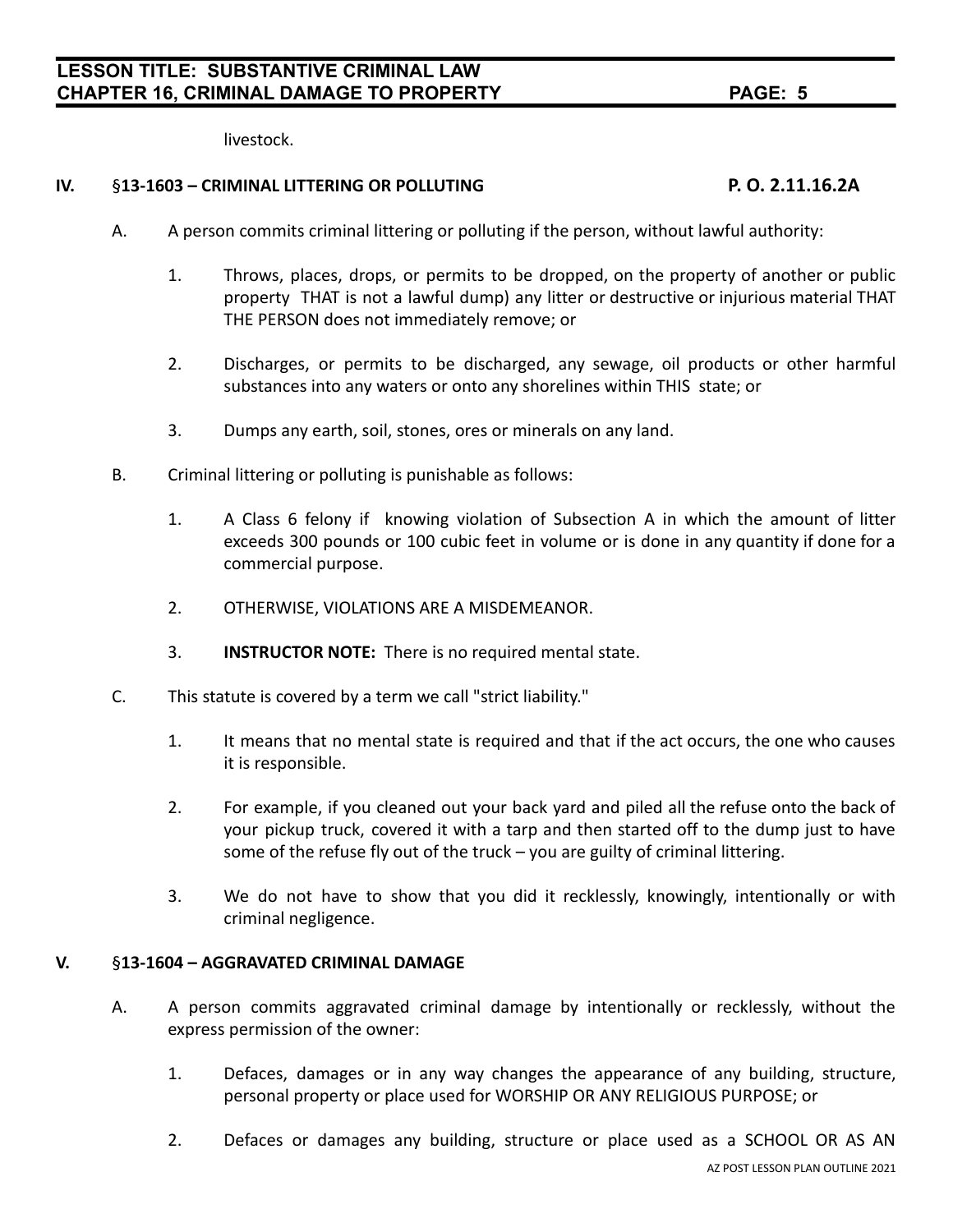livestock.

## IV. §13-1603 – CRIMINAL LITTERING OR POLLUTING P. O. 2.11.16.2A

A. A person commits criminal littering or polluting if the person, without lawful authority:

1. Throws, places, drops, or permits to be dropped, on the property of another or public property THAT is not a lawful dump) any litter or destructive or injurious material THAT THE PERSON does not immediately remove; or

2. Discharges, or permits to be discharged, any sewage, oil products or other harmful substances into any waters or onto any shorelines within THIS state; or

3. Dumps any earth, soil, stones, ores or minerals on any land.

B. Criminal littering or polluting is punishable as follows:

1. A Class 6 felony if knowing violation of Subsection A in which the amount of litter exceeds 300 pounds or 100 cubic feet in volume or is done in any quantity if done for a commercial purpose.

2. OTHERWISE, VIOLATIONS ARE A MISDEMEANOR.

3. **INSTRUCTOR NOTE:** There is no required mental state.

C. This statute is covered by a term we call "strict liability."

1. It means that no mental state is required and that if the act occurs, the one who causes it is responsible.

2. For example, if you cleaned out your back yard and piled all the refuse onto the back of your pickup truck, covered it with a tarp and then started off to the dump just to have some of the refuse fly out of the truck – you are guilty of criminal littering.

3. We do not have to show that you did it recklessly, knowingly, intentionally or with criminal negligence.

## V. §13-1604 – AGGRAVATED CRIMINAL DAMAGE

A. A person commits aggravated criminal damage by intentionally or recklessly, without the express permission of the owner:

1. Defaces, damages or in any way changes the appearance of any building, structure, personal property or place used for WORSHIP OR ANY RELIGIOUS PURPOSE; or

2. Defaces or damages any building, structure or place used as a SCHOOL OR AS AN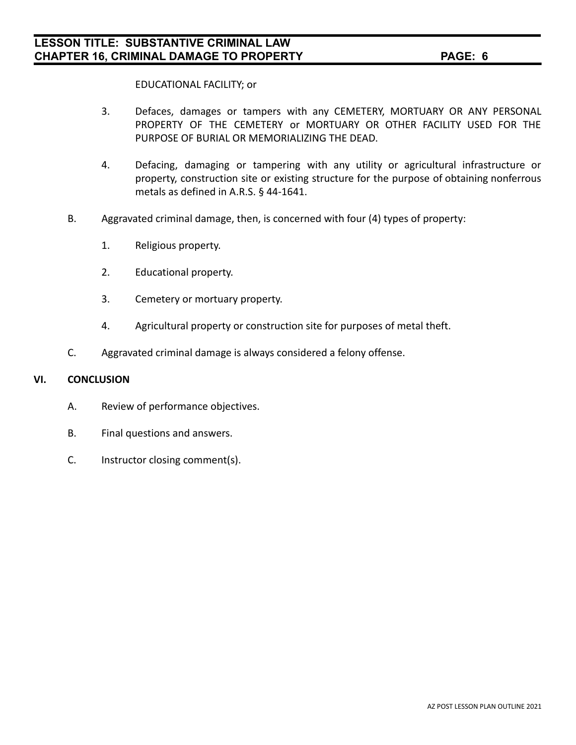EDUCATIONAL FACILITY; or

3. Defaces, damages or tampers with any CEMETERY, MORTUARY OR ANY PERSONAL PROPERTY OF THE CEMETERY or MORTUARY OR OTHER FACILITY USED FOR THE PURPOSE OF BURIAL OR MEMORIALIZING THE DEAD.

4. Defacing, damaging or tampering with any utility or agricultural infrastructure or property, construction site or existing structure for the purpose of obtaining nonferrous metals as defined in A.R.S. § 44-1641.

B. Aggravated criminal damage, then, is concerned with four (4) types of property:

1. Religious property.

2. Educational property.

3. Cemetery or mortuary property.

4. Agricultural property or construction site for purposes of metal theft.

C. Aggravated criminal damage is always considered a felony offense.

## VI. CONCLUSION

A. Review of performance objectives.

B. Final questions and answers.

C. Instructor closing comment(s).